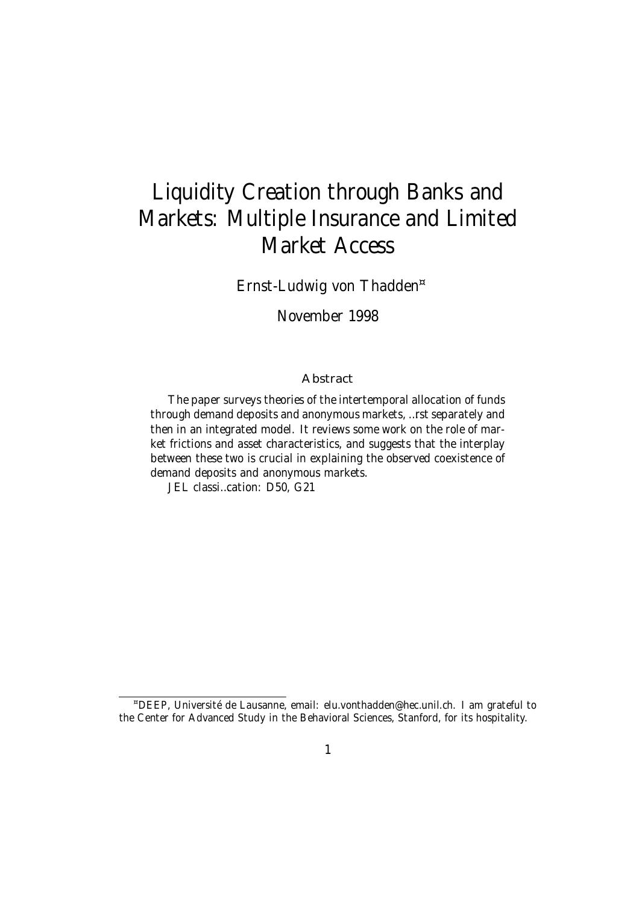# Liquidity Creation through Banks and Markets: Multiple Insurance and Limited Market Access

Ernst-Ludwig von Thadden[*]

November 1998

## Abstract

The paper surveys theories of the intertemporal allocation of funds through demand deposits and anonymous markets, first separately and then in an integrated model. It reviews some work on the role of market frictions and asset characteristics, and suggests that the interplay between these two is crucial in explaining the observed coexistence of demand deposits and anonymous markets.

JEL classification: D50, G21

---

[*] DEEP, Université de Lausanne, email: elu.vonthadden@hec.unil.ch. I am grateful to the Center for Advanced Study in the Behavioral Sciences, Stanford, for its hospitality.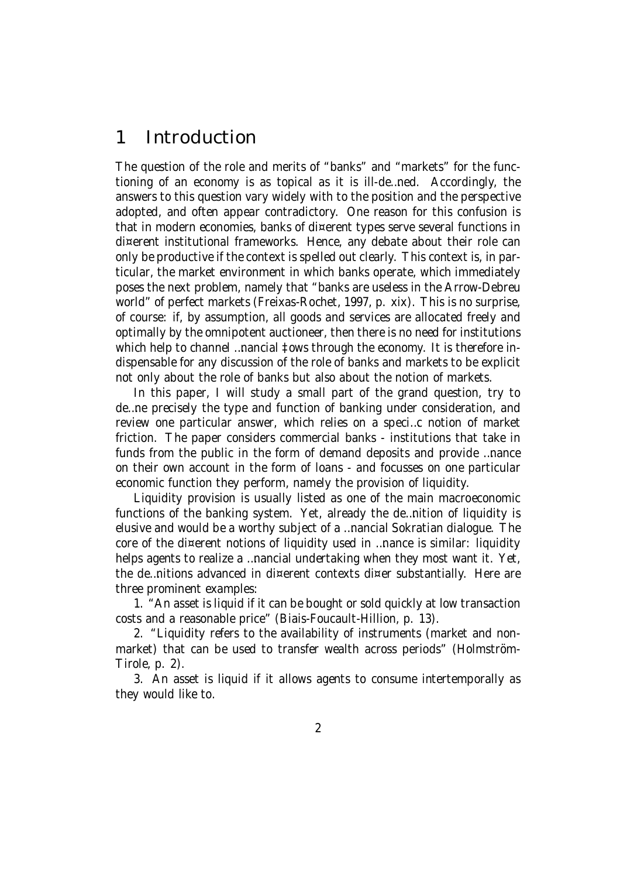# 1 Introduction

The question of the role and merits of "banks" and "markets" for the functioning of an economy is as topical as it is ill-defined. Accordingly, the answers to this question vary widely with to the position and the perspective adopted, and often appear contradictory. One reason for this confusion is that in modern economies, banks of different types serve several functions in different institutional frameworks. Hence, any debate about their role can only be productive if the context is spelled out clearly. This context is, in particular, the market environment in which banks operate, which immediately poses the next problem, namely that "banks are useless in the Arrow-Debreu world" of perfect markets (Freixas-Rochet, 1997, p. xix). This is no surprise, of course: if, by assumption, all goods and services are allocated freely and optimally by the omnipotent auctioneer, then there is no need for institutions which help to channel financial flows through the economy. It is therefore indispensable for any discussion of the role of banks and markets to be explicit not only about the role of banks but also about the notion of markets.

In this paper, I will study a small part of the grand question, try to define precisely the type and function of banking under consideration, and review one particular answer, which relies on a specific notion of market friction. The paper considers commercial banks - institutions that take in funds from the public in the form of demand deposits and provide finance on their own account in the form of loans - and focusses on one particular economic function they perform, namely the provision of liquidity.

Liquidity provision is usually listed as one of the main macroeconomic functions of the banking system. Yet, already the definition of liquidity is elusive and would be a worthy subject of a financial Sokratian dialogue. The core of the different notions of liquidity used in finance is similar: liquidity helps agents to realize a financial undertaking when they most want it. Yet, the definitions advanced in different contexts differ substantially. Here are three prominent examples:

1. "An asset is liquid if it can be bought or sold quickly at low transaction costs and a reasonable price" (Biais-Foucault-Hillion, p. 13).

2. "Liquidity refers to the availability of instruments (market and non-market) that can be used to transfer wealth across periods" (Holmström-Tirole, p. 2).

3. An asset is liquid if it allows agents to consume intertemporally as they would like to.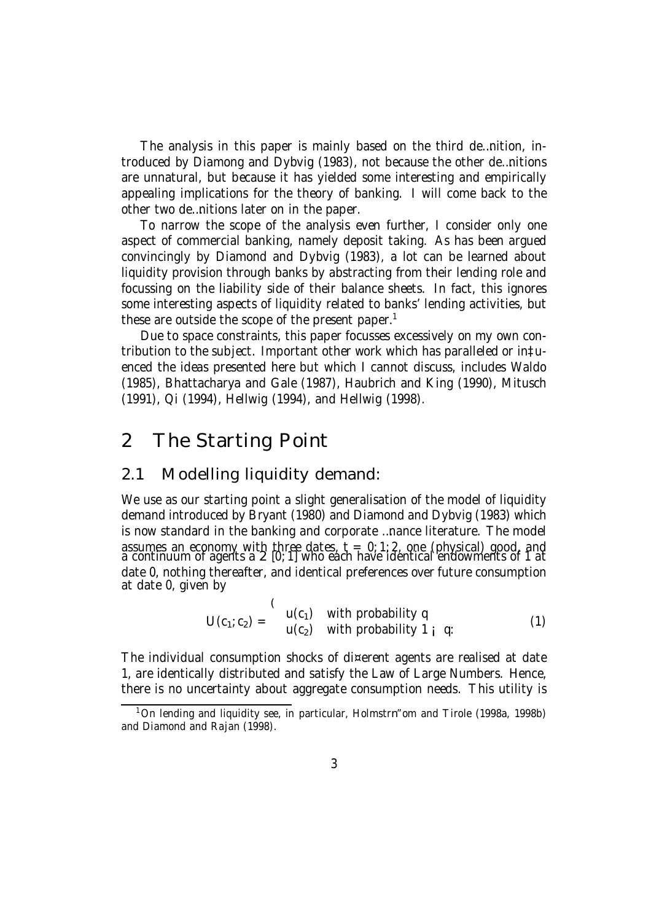The analysis in this paper is mainly based on the third definition, introduced by Diamong and Dybvig (1983), not because the other definitions are unnatural, but because it has yielded some interesting and empirically appealing implications for the theory of banking. I will come back to the other two definitions later on in the paper.

To narrow the scope of the analysis even further, I consider only one aspect of commercial banking, namely deposit taking. As has been argued convincingly by Diamond and Dybvig (1983), a lot can be learned about liquidity provision through banks by abstracting from their lending role and focussing on the liability side of their balance sheets. In fact, this ignores some interesting aspects of liquidity related to banks' lending activities, but these are outside the scope of the present paper.[1]

Due to space constraints, this paper focusses excessively on my own contribution to the subject. Important other work which has paralleled or influenced the ideas presented here but which I cannot discuss, includes Waldo (1985), Bhattacharya and Gale (1987), Haubrich and King (1990), Mitusch (1991), Qi (1994), Hellwig (1994), and Hellwig (1998).

# 2 The Starting Point

## 2.1 Modelling liquidity demand:

We use as our starting point a slight generalisation of the model of liquidity demand introduced by Bryant (1980) and Diamond and Dybvig (1983) which is now standard in the banking and corporate finance literature. The model assumes an economy with three dates, $t = 0; 1; 2$, one (physical) good, and a continuum of agents $a \in [0; 1]$ who each have identical endowments of 1 at date 0, nothing thereafter, and identical preferences over future consumption at date 0, given by

$$U(c_1; c_2) = \begin{cases} u(c_1) & \text{with probability } q \\ u(c_2) & \text{with probability } 1 - q. \end{cases} \tag{1}$$

The individual consumption shocks of different agents are realised at date 1, are identically distributed and satisfy the Law of Large Numbers. Hence, there is no uncertainty about aggregate consumption needs. This utility is

[1] On lending and liquidity see, in particular, Holmström and Tirole (1998a, 1998b) and Diamond and Rajan (1998).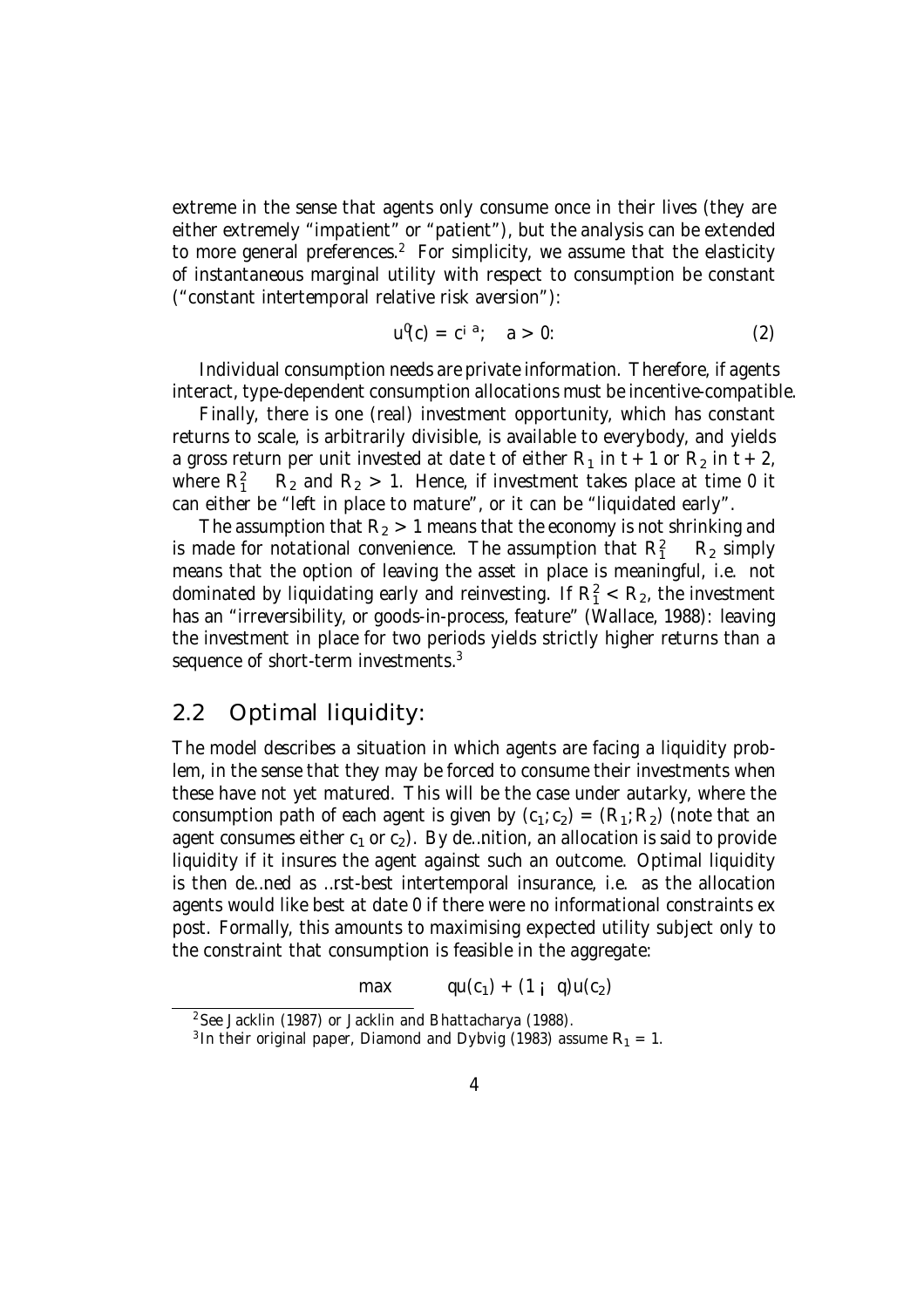extreme in the sense that agents only consume once in their lives (they are either extremely "impatient" or "patient"), but the analysis can be extended to more general preferences.[2] For simplicity, we assume that the elasticity of instantaneous marginal utility with respect to consumption be constant ("constant intertemporal relative risk aversion"):

$$u'(c) = c^{-a}; \quad a > 0. \tag{2}$$

Individual consumption needs are private information. Therefore, if agents interact, type-dependent consumption allocations must be incentive-compatible.

Finally, there is one (real) investment opportunity, which has constant returns to scale, is arbitrarily divisible, is available to everybody, and yields a gross return per unit invested at date $t$ of either $R_1$ in $t+1$ or $R_2$ in $t+2$, where $R_1^2 \leq R_2$ and $R_2 > 1$. Hence, if investment takes place at time 0 it can either be "left in place to mature", or it can be "liquidated early".

The assumption that $R_2 > 1$ means that the economy is not shrinking and is made for notational convenience. The assumption that $R_1^2 \leq R_2$ simply means that the option of leaving the asset in place is meaningful, i.e. not dominated by liquidating early and reinvesting. If $R_1^2 < R_2$, the investment has an "irreversibility, or goods-in-process, feature" (Wallace, 1988): leaving the investment in place for two periods yields strictly higher returns than a sequence of short-term investments.[3]

## 2.2 Optimal liquidity:

The model describes a situation in which agents are facing a liquidity problem, in the sense that they may be forced to consume their investments when these have not yet matured. This will be the case under autarky, where the consumption path of each agent is given by $(c_1; c_2) = (R_1; R_2)$ (note that an agent consumes either $c_1$ or $c_2$). By definition, an allocation is said to provide liquidity if it insures the agent against such an outcome. Optimal liquidity is then defined as first-best intertemporal insurance, i.e. as the allocation agents would like best at date 0 if there were no informational constraints ex post. Formally, this amounts to maximising expected utility subject only to the constraint that consumption is feasible in the aggregate:

$$\max \quad qu(c_1) + (1-q)u(c_2)$$

[2] See Jacklin (1987) or Jacklin and Bhattacharya (1988).

[3] In their original paper, Diamond and Dybvig (1983) assume $R_1 = 1$.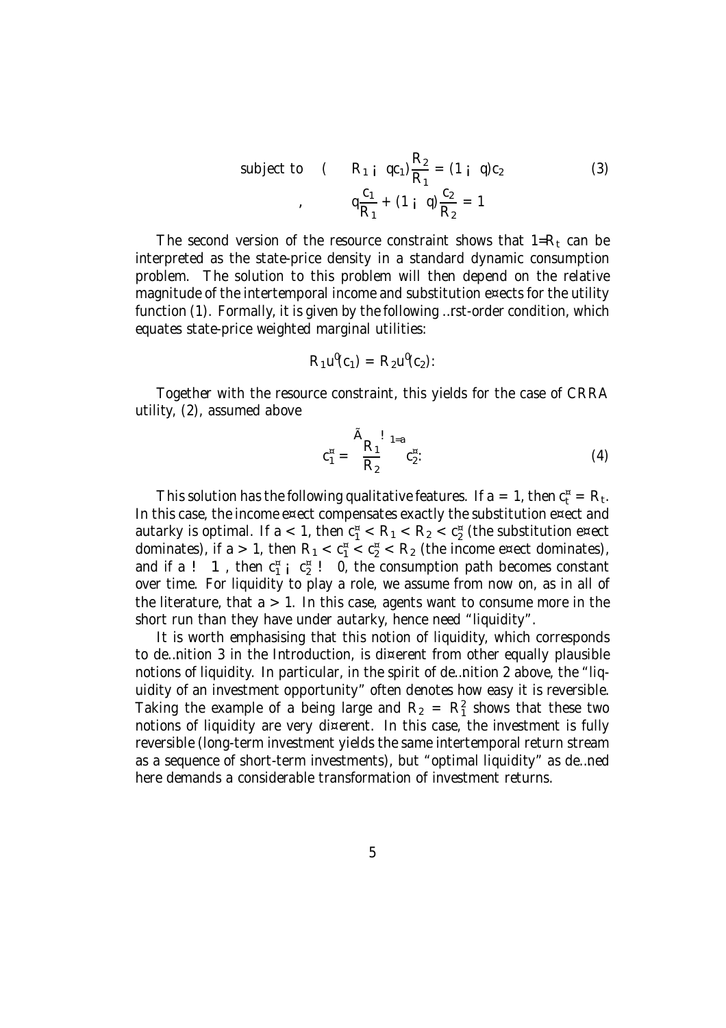$$
\text{subject to} \quad \left\{ \begin{array}{c} (R_1 - qc_1)\frac{R_2}{R_1} = (1-q)c_2 \\ \Leftrightarrow \quad q\frac{c_1}{R_1} + (1-q)\frac{c_2}{R_2} = 1 \end{array} \right. \tag{3}
$$

The second version of the resource constraint shows that $1/R_t$ can be interpreted as the state-price density in a standard dynamic consumption problem. The solution to this problem will then depend on the relative magnitude of the intertemporal income and substitution effects for the utility function (1). Formally, it is given by the following first-order condition, which equates state-price weighted marginal utilities:

$$
R_1 u'(c_1) = R_2 u'(c_2).
$$

Together with the resource constraint, this yields for the case of CRRA utility, (2), assumed above

$$
c_1^* = \left(\frac{R_1}{R_2}\right)^{1/a} c_2^*. \tag{4}
$$

This solution has the following qualitative features. If $a = 1$, then $c_t^* = R_t$. In this case, the income effect compensates exactly the substitution effect and autarky is optimal. If $a < 1$, then $c_1^* < R_1 < R_2 < c_2^*$ (the substitution effect dominates), if $a > 1$, then $R_1 < c_1^* < c_2^* < R_2$ (the income effect dominates), and if $a \to \infty$, then $c_1^* - c_2^* \to 0$, the consumption path becomes constant over time. For liquidity to play a role, we assume from now on, as in all of the literature, that $a > 1$. In this case, agents want to consume more in the short run than they have under autarky, hence need "liquidity".

It is worth emphasising that this notion of liquidity, which corresponds to definition 3 in the Introduction, is different from other equally plausible notions of liquidity. In particular, in the spirit of definition 2 above, the "liquidity of an investment opportunity" often denotes how easy it is reversible. Taking the example of $a$ being large and $R_2 = R_1^2$ shows that these two notions of liquidity are very different. In this case, the investment is fully reversible (long-term investment yields the same intertemporal return stream as a sequence of short-term investments), but "optimal liquidity" as defined here demands a considerable transformation of investment returns.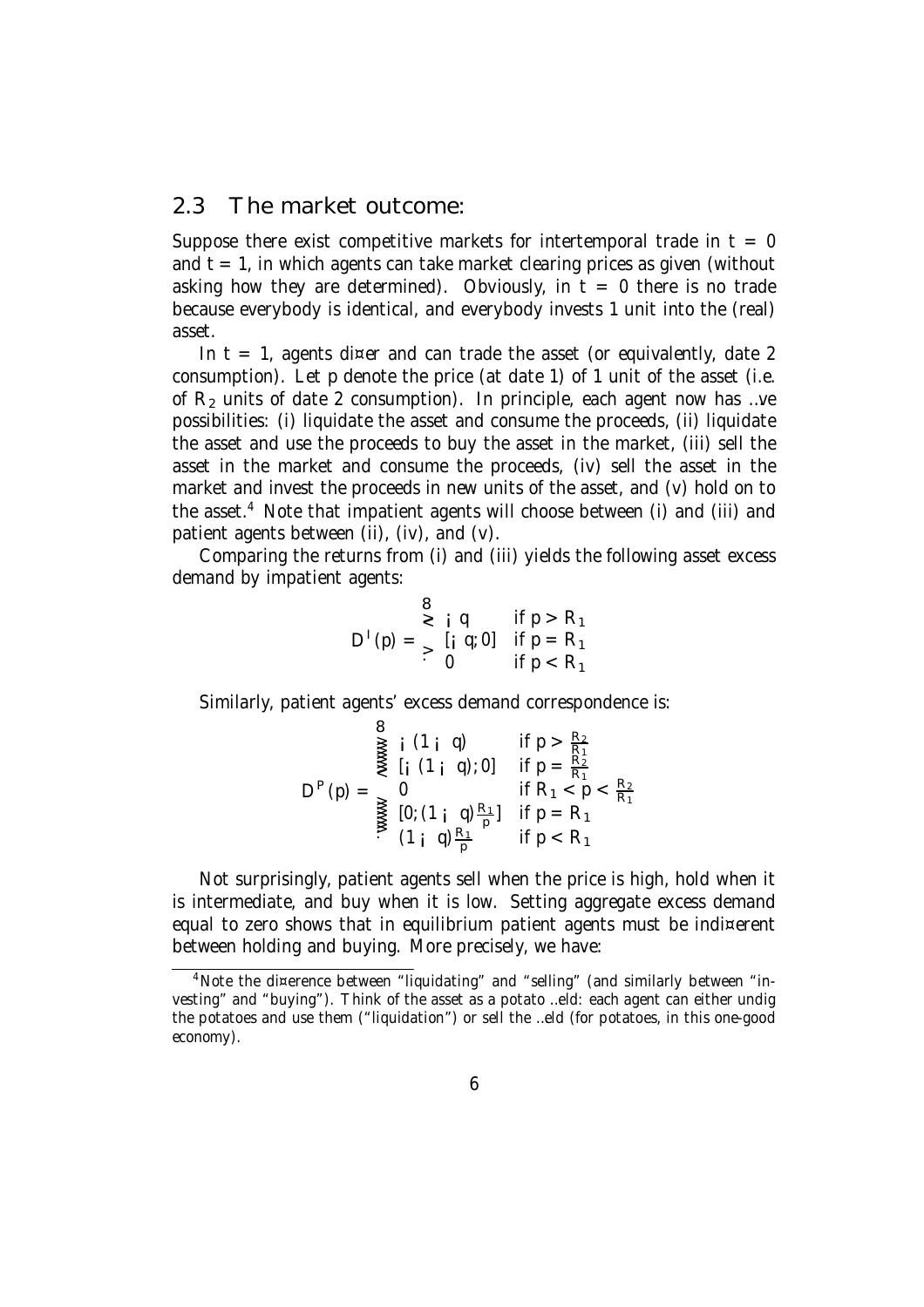## 2.3 The market outcome:

Suppose there exist competitive markets for intertemporal trade in $t = 0$ and $t = 1$, in which agents can take market clearing prices as given (without asking how they are determined). Obviously, in $t = 0$ there is no trade because everybody is identical, and everybody invests 1 unit into the (real) asset.

In $t = 1$, agents differ and can trade the asset (or equivalently, date 2 consumption). Let $p$ denote the price (at date 1) of 1 unit of the asset (i.e. of $R_2$ units of date 2 consumption). In principle, each agent now has five possibilities: (i) liquidate the asset and consume the proceeds, (ii) liquidate the asset and use the proceeds to buy the asset in the market, (iii) sell the asset in the market and consume the proceeds, (iv) sell the asset in the market and invest the proceeds in new units of the asset, and (v) hold on to the asset.[4] Note that impatient agents will choose between (i) and (iii) and patient agents between (ii), (iv), and (v).

Comparing the returns from (i) and (iii) yields the following asset excess demand by impatient agents:

$$D^I(p) = \begin{cases} -q & \text{if } p > R_1 \\ [-q; 0] & \text{if } p = R_1 \\ 0 & \text{if } p < R_1 \end{cases}$$

Similarly, patient agents' excess demand correspondence is:

$$D^P(p) = \begin{cases} -(1-q) & \text{if } p > \frac{R_2}{R_1} \\ [-(1-q); 0] & \text{if } p = \frac{R_2}{R_1} \\ 0 & \text{if } R_1 < p < \frac{R_2}{R_1} \\ [0; (1-q)\frac{R_1}{p}] & \text{if } p = R_1 \\ (1-q)\frac{R_1}{p} & \text{if } p < R_1 \end{cases}$$

Not surprisingly, patient agents sell when the price is high, hold when it is intermediate, and buy when it is low. Setting aggregate excess demand equal to zero shows that in equilibrium patient agents must be indifferent between holding and buying. More precisely, we have:

[4] Note the difference between "liquidating" and "selling" (and similarly between "investing" and "buying"). Think of the asset as a potato field: each agent can either undig the potatoes and use them ("liquidation") or sell the field (for potatoes, in this one-good economy).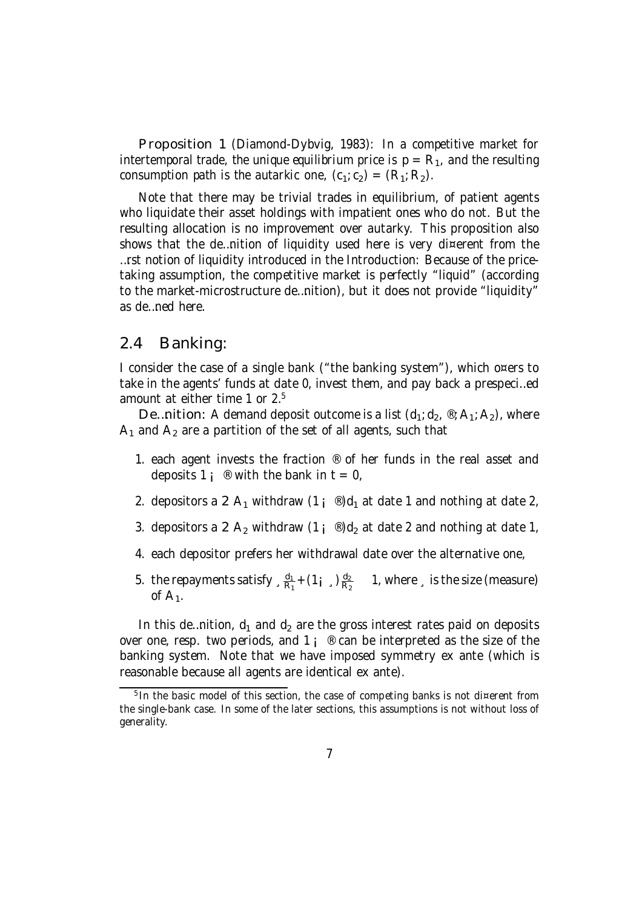**Proposition 1** (Diamond-Dybvig, 1983): *In a competitive market for intertemporal trade, the unique equilibrium price is $p = R_1$, and the resulting consumption path is the autarkic one, $(c_1; c_2) = (R_1; R_2)$.*

Note that there may be trivial trades in equilibrium, of patient agents who liquidate their asset holdings with impatient ones who do not. But the resulting allocation is no improvement over autarky. This proposition also shows that the definition of liquidity used here is very different from the first notion of liquidity introduced in the Introduction: Because of the price-taking assumption, the competitive market is perfectly "liquid" (according to the market-microstructure definition), but it does not provide "liquidity" as defined here.

## 2.4 Banking:

I consider the case of a single bank ("the banking system"), which offers to take in the agents' funds at date 0, invest them, and pay back a prespecified amount at either time 1 or 2.[5]

**Definition:** *A demand deposit outcome is a list $(d_1; d_2, \alpha; A_1; A_2)$, where $A_1$ and $A_2$ are a partition of the set of all agents, such that*

1. *each agent invests the fraction $\alpha$ of her funds in the real asset and deposits $1 - \alpha$ with the bank in $t = 0$,*
2. *depositors $a \in A_1$ withdraw $(1 - \alpha)d_1$ at date 1 and nothing at date 2,*
3. *depositors $a \in A_2$ withdraw $(1 - \alpha)d_2$ at date 2 and nothing at date 1,*
4. *each depositor prefers her withdrawal date over the alternative one,*
5. *the repayments satisfy $\lambda \frac{d_1}{R_1} + (1 - \lambda) \frac{d_2}{R_2} \leq 1$, where $\lambda$ is the size (measure) of $A_1$.*

In this definition, $d_1$ and $d_2$ are the gross interest rates paid on deposits over one, resp. two periods, and $1 - \alpha$ can be interpreted as the size of the banking system. Note that we have imposed symmetry ex ante (which is reasonable because all agents are identical ex ante).

[5] In the basic model of this section, the case of competing banks is not different from the single-bank case. In some of the later sections, this assumptions is not without loss of generality.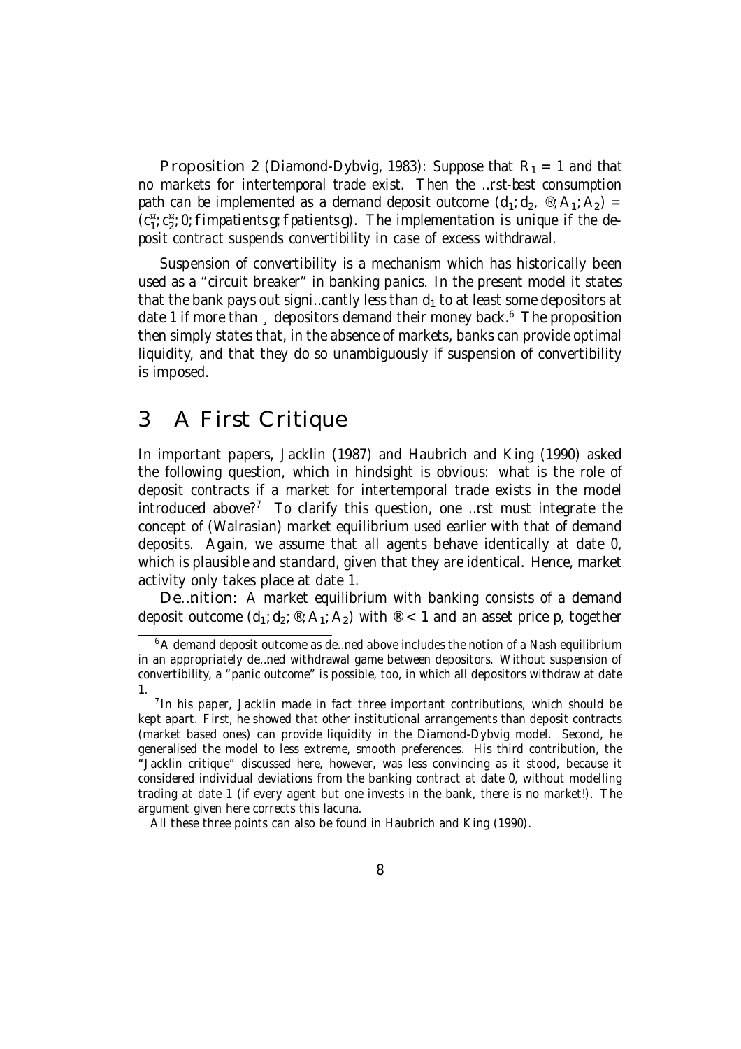**Proposition 2** *(Diamond-Dybvig, 1983): Suppose that $R_1 = 1$ and that no markets for intertemporal trade exist. Then the first-best consumption path can be implemented as a demand deposit outcome $(d_1; d_2, \alpha; A_1; A_2) = (c_1^*; c_2^*; 0; \{impatients\}; \{patients\})$. The implementation is unique if the deposit contract suspends convertibility in case of excess withdrawal.*

Suspension of convertibility is a mechanism which has historically been used as a "circuit breaker" in banking panics. In the present model it states that the bank pays out significantly less than $d_1$ to at least some depositors at date 1 if more than $\gamma$ depositors demand their money back.[6] The proposition then simply states that, in the absence of markets, banks can provide optimal liquidity, and that they do so unambiguously if suspension of convertibility is imposed.

## 3 A First Critique

In important papers, Jacklin (1987) and Haubrich and King (1990) asked the following question, which in hindsight is obvious: what is the role of deposit contracts if a market for intertemporal trade exists in the model introduced above?[7] To clarify this question, one first must integrate the concept of (Walrasian) market equilibrium used earlier with that of demand deposits. Again, we assume that all agents behave identically at date 0, which is plausible and standard, given that they are identical. Hence, market activity only takes place at date 1.

**Definition:** *A market equilibrium with banking consists of a demand deposit outcome $(d_1; d_2; \alpha; A_1; A_2)$ with $\alpha < 1$ and an asset price $p$, together*

---

[6] A demand deposit outcome as defined above includes the notion of a Nash equilibrium in an appropriately defined withdrawal game between depositors. Without suspension of convertibility, a "panic outcome" is possible, too, in which all depositors withdraw at date 1.

[7] In his paper, Jacklin made in fact three important contributions, which should be kept apart. First, he showed that other institutional arrangements than deposit contracts (market based ones) can provide liquidity in the Diamond-Dybvig model. Second, he generalised the model to less extreme, smooth preferences. His third contribution, the "Jacklin critique" discussed here, however, was less convincing as it stood, because it considered individual deviations from the banking contract at date 0, without modelling trading at date 1 (if every agent but one invests in the bank, there is no market!). The argument given here corrects this lacuna.

All these three points can also be found in Haubrich and King (1990).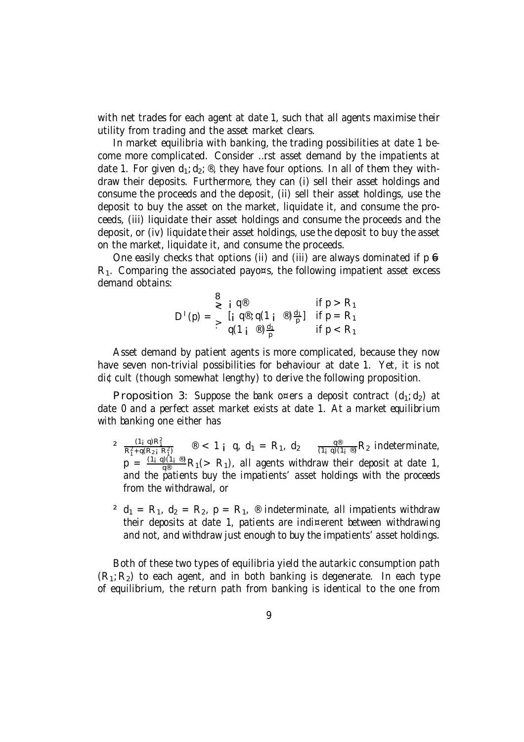with net trades for each agent at date 1, such that all agents maximise their utility from trading and the asset market clears.

In market equilibria with banking, the trading possibilities at date 1 become more complicated. Consider first asset demand by the impatients at date 1. For given $d_1; d_2; \alpha$, they have four options. In all of them they withdraw their deposits. Furthermore, they can (i) sell their asset holdings and consume the proceeds and the deposit, (ii) sell their asset holdings, use the deposit to buy the asset on the market, liquidate it, and consume the proceeds, (iii) liquidate their asset holdings and consume the proceeds and the deposit, or (iv) liquidate their asset holdings, use the deposit to buy the asset on the market, liquidate it, and consume the proceeds.

One easily checks that options (ii) and (iii) are always dominated if $p \neq R_1$. Comparing the associated payoffs, the following impatient asset excess demand obtains:

$$D^I(p) = \begin{cases} -q\alpha & \text{if } p > R_1 \\ [-q\alpha, q(1-\alpha)\frac{d_1}{p}] & \text{if } p = R_1 \\ q(1-\alpha)\frac{d_1}{p} & \text{if } p < R_1 \end{cases}$$

Asset demand by patient agents is more complicated, because they now have seven non-trivial possibilities for behaviour at date 1. Yet, it is not difficult (though somewhat lengthy) to derive the following proposition.

**Proposition 3**: *Suppose the bank offers a deposit contract $(d_1; d_2)$ at date 0 and a perfect asset market exists at date 1. At a market equilibrium with banking one either has*

- $\frac{(1-q)R_1^2}{R_1^2+q(R_2-R_1^2)} \leq \alpha < 1-q$, $d_1 = R_1$, $d_2 \geq \frac{q\alpha}{(1-q)(1-\alpha)}R_2$ *indeterminate, $p = \frac{(1-q)(1-\alpha)}{q\alpha}R_1 (> R_1)$, all agents withdraw their deposit at date 1, and the patients buy the impatients' asset holdings with the proceeds from the withdrawal, or*
- $d_1 = R_1$, $d_2 = R_2$, $p = R_1$, $\alpha$ *indeterminate, all impatients withdraw their deposits at date 1, patients are indifferent between withdrawing and not, and withdraw just enough to buy the impatients' asset holdings.*

Both of these two types of equilibria yield the autarkic consumption path $(R_1; R_2)$ to each agent, and in both banking is degenerate. In each type of equilibrium, the return path from banking is identical to the one from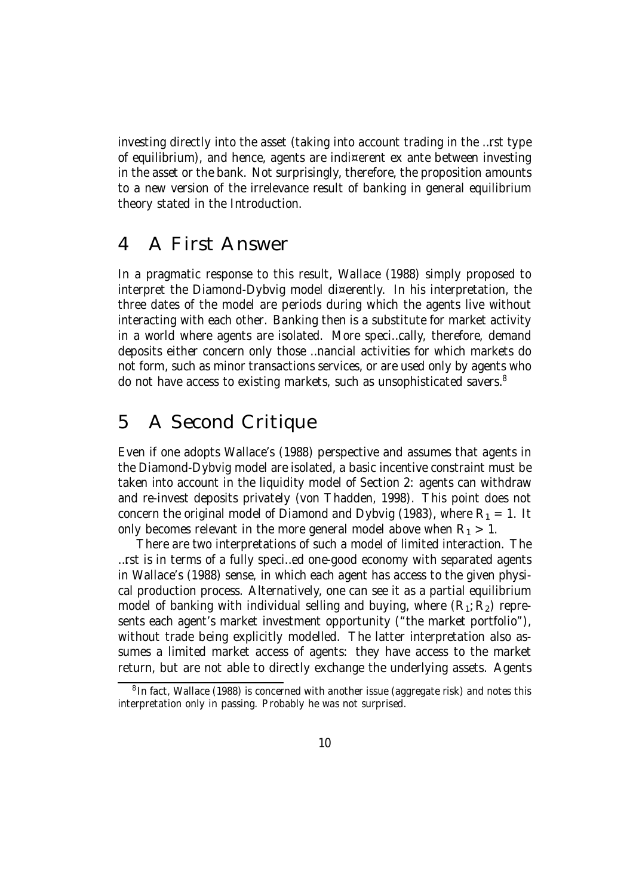investing directly into the asset (taking into account trading in the first type of equilibrium), and hence, agents are indifferent ex ante between investing in the asset or the bank. Not surprisingly, therefore, the proposition amounts to a new version of the irrelevance result of banking in general equilibrium theory stated in the Introduction.

# 4 A First Answer

In a pragmatic response to this result, Wallace (1988) simply proposed to interpret the Diamond-Dybvig model differently. In his interpretation, the three dates of the model are periods during which the agents live without interacting with each other. Banking then is a substitute for market activity in a world where agents are isolated. More specifically, therefore, demand deposits either concern only those financial activities for which markets do not form, such as minor transactions services, or are used only by agents who do not have access to existing markets, such as unsophisticated savers.[8]

# 5 A Second Critique

Even if one adopts Wallace's (1988) perspective and assumes that agents in the Diamond-Dybvig model are isolated, a basic incentive constraint must be taken into account in the liquidity model of Section 2: agents can withdraw and re-invest deposits privately (von Thadden, 1998). This point does not concern the original model of Diamond and Dybvig (1983), where $R_1 = 1$. It only becomes relevant in the more general model above when $R_1 > 1$.

There are two interpretations of such a model of limited interaction. The first is in terms of a fully specified one-good economy with separated agents in Wallace's (1988) sense, in which each agent has access to the given physical production process. Alternatively, one can see it as a partial equilibrium model of banking with individual selling and buying, where $(R_1; R_2)$ represents each agent's market investment opportunity ("the market portfolio"), without trade being explicitly modelled. The latter interpretation also assumes a limited market access of agents: they have access to the market return, but are not able to directly exchange the underlying assets. Agents

[8] In fact, Wallace (1988) is concerned with another issue (aggregate risk) and notes this interpretation only in passing. Probably he was not surprised.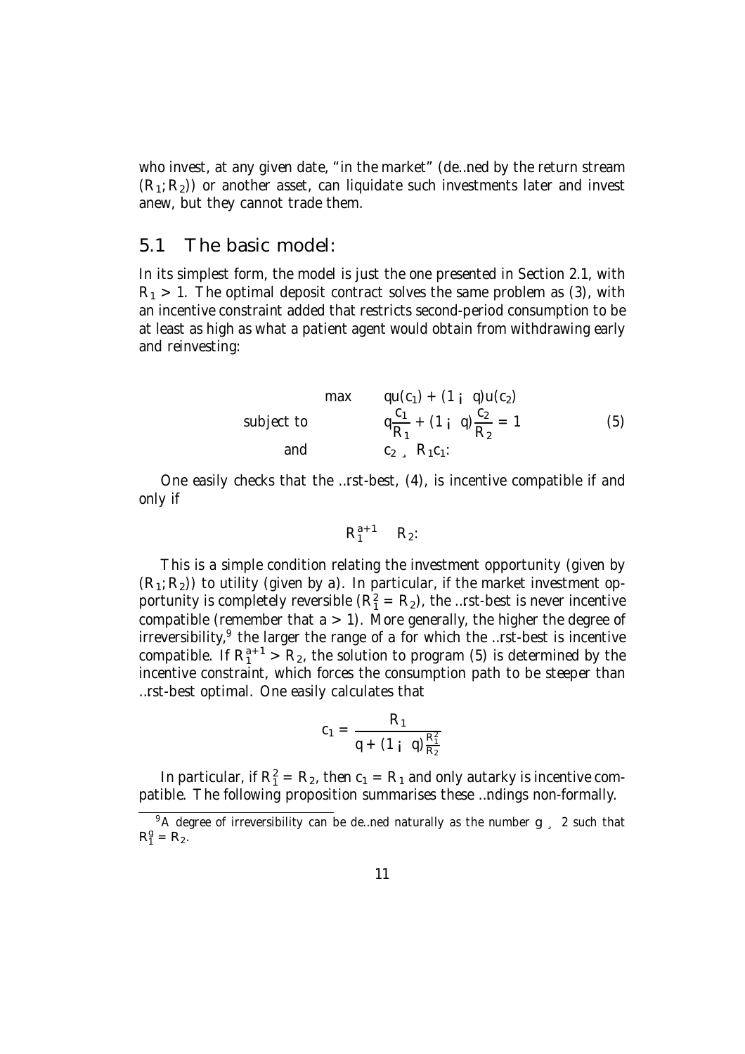who invest, at any given date, "in the market" (defined by the return stream $(R_1; R_2)$) or another asset, can liquidate such investments later and invest anew, but they cannot trade them.

## 5.1 The basic model:

In its simplest form, the model is just the one presented in Section 2.1, with $R_1 > 1$. The optimal deposit contract solves the same problem as (3), with an incentive constraint added that restricts second-period consumption to be at least as high as what a patient agent would obtain from withdrawing early and reinvesting:

$$
\begin{aligned}
&\max && qu(c_1) + (1 - q)u(c_2) \\
&\text{subject to} && q\frac{c_1}{R_1} + (1 - q)\frac{c_2}{R_2} = 1 \\
&\text{and} && c_2 \geq R_1 c_1.
\end{aligned}
\tag{5}
$$

One easily checks that the first-best, (4), is incentive compatible if and only if

$$R_1^{a+1} \leq R_2.$$

This is a simple condition relating the investment opportunity (given by $(R_1; R_2)$) to utility (given by $a$). In particular, if the market investment opportunity is completely reversible ($R_1^2 = R_2$), the first-best is never incentive compatible (remember that $a > 1$). More generally, the higher the degree of irreversibility,[9] the larger the range of $a$ for which the first-best is incentive compatible. If $R_1^{a+1} > R_2$, the solution to program (5) is determined by the incentive constraint, which forces the consumption path to be steeper than first-best optimal. One easily calculates that

$$c_1 = \frac{R_1}{q + (1 - q)\frac{R_1^2}{R_2}}$$

In particular, if $R_1^2 = R_2$, then $c_1 = R_1$ and only autarky is incentive compatible. The following proposition summarises these findings non-formally.

[9] A degree of irreversibility can be defined naturally as the number $g \geq 2$ such that $R_1^g = R_2$.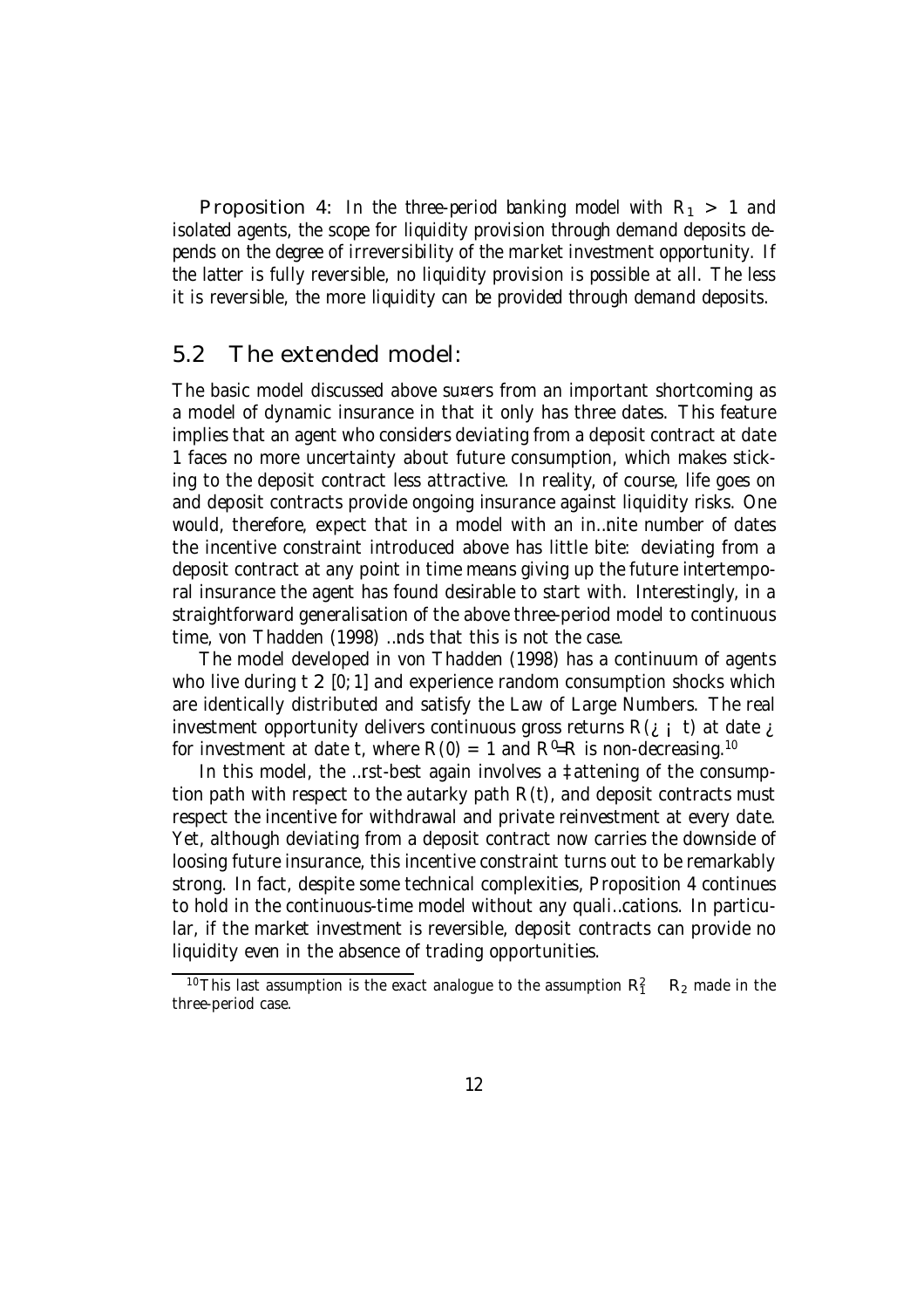**Proposition 4:** *In the three-period banking model with $R_1 > 1$ and isolated agents, the scope for liquidity provision through demand deposits depends on the degree of irreversibility of the market investment opportunity. If the latter is fully reversible, no liquidity provision is possible at all. The less it is reversible, the more liquidity can be provided through demand deposits.*

## 5.2 The extended model:

The basic model discussed above suffers from an important shortcoming as a model of dynamic insurance in that it only has three dates. This feature implies that an agent who considers deviating from a deposit contract at date 1 faces no more uncertainty about future consumption, which makes sticking to the deposit contract less attractive. In reality, of course, life goes on and deposit contracts provide ongoing insurance against liquidity risks. One would, therefore, expect that in a model with an infinite number of dates the incentive constraint introduced above has little bite: deviating from a deposit contract at any point in time means giving up the future intertemporal insurance the agent has found desirable to start with. Interestingly, in a straightforward generalisation of the above three-period model to continuous time, von Thadden (1998) finds that this is not the case.

The model developed in von Thadden (1998) has a continuum of agents who live during $t \in [0; 1]$ and experience random consumption shocks which are identically distributed and satisfy the Law of Large Numbers. The real investment opportunity delivers continuous gross returns $R(\tau - t)$ at date $\tau$ for investment at date $t$, where $R(0) = 1$ and $R'/R$ is non-decreasing.[10]

In this model, the first-best again involves a flattening of the consumption path with respect to the autarky path $R(t)$, and deposit contracts must respect the incentive for withdrawal and private reinvestment at every date. Yet, although deviating from a deposit contract now carries the downside of loosing future insurance, this incentive constraint turns out to be remarkably strong. In fact, despite some technical complexities, Proposition 4 continues to hold in the continuous-time model without any qualifications. In particular, if the market investment is reversible, deposit contracts can provide no liquidity even in the absence of trading opportunities.

[10] This last assumption is the exact analogue to the assumption $R_1^2 \leq R_2$ made in the three-period case.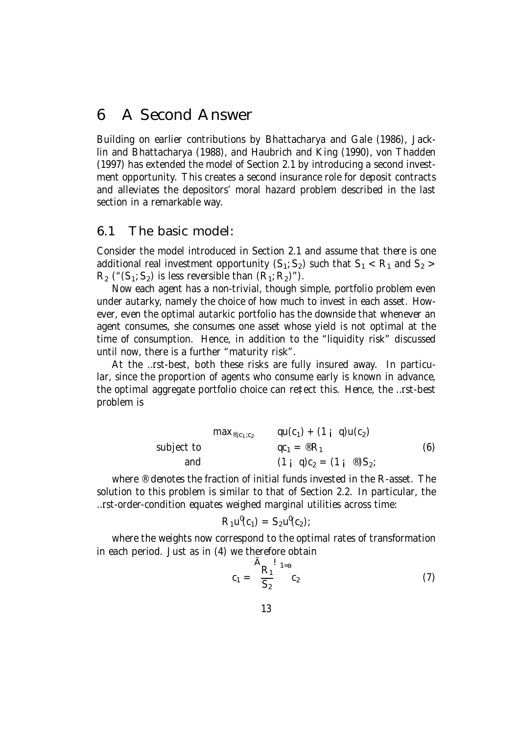# 6 A Second Answer

Building on earlier contributions by Bhattacharya and Gale (1986), Jacklin and Bhattacharya (1988), and Haubrich and King (1990), von Thadden (1997) has extended the model of Section 2.1 by introducing a second investment opportunity. This creates a second insurance role for deposit contracts and alleviates the depositors' moral hazard problem described in the last section in a remarkable way.

## 6.1 The basic model:

Consider the model introduced in Section 2.1 and assume that there is one additional real investment opportunity $(S_1; S_2)$ such that $S_1 < R_1$ and $S_2 > R_2$ ("$(S_1; S_2)$ is less reversible than $(R_1; R_2)$").

Now each agent has a non-trivial, though simple, portfolio problem even under autarky, namely the choice of how much to invest in each asset. However, even the optimal autarkic portfolio has the downside that whenever an agent consumes, she consumes one asset whose yield is not optimal at the time of consumption. Hence, in addition to the "liquidity risk" discussed until now, there is a further "maturity risk".

At the first-best, both these risks are fully insured away. In particular, since the proportion of agents who consume early is known in advance, the optimal aggregate portfolio choice can reflect this. Hence, the first-best problem is

$$
\begin{array}{lll}
 & \max_{\alpha, c_1, c_2} & q u(c_1) + (1 - q) u(c_2) \\
\text{subject to} & & q c_1 = \alpha R_1 \\
\text{and} & & (1 - q) c_2 = (1 - \alpha) S_2;
\end{array} \tag{6}
$$

where $\alpha$ denotes the fraction of initial funds invested in the $R$-asset. The solution to this problem is similar to that of Section 2.2. In particular, the first-order-condition equates weighed marginal utilities across time:

$$
R_1 u'(c_1) = S_2 u'(c_2);
$$

where the weights now correspond to the optimal rates of transformation in each period. Just as in (4) we therefore obtain

$$
c_1 = \left( \frac{R_1}{S_2} \right)^{1/a} c_2 \tag{7}
$$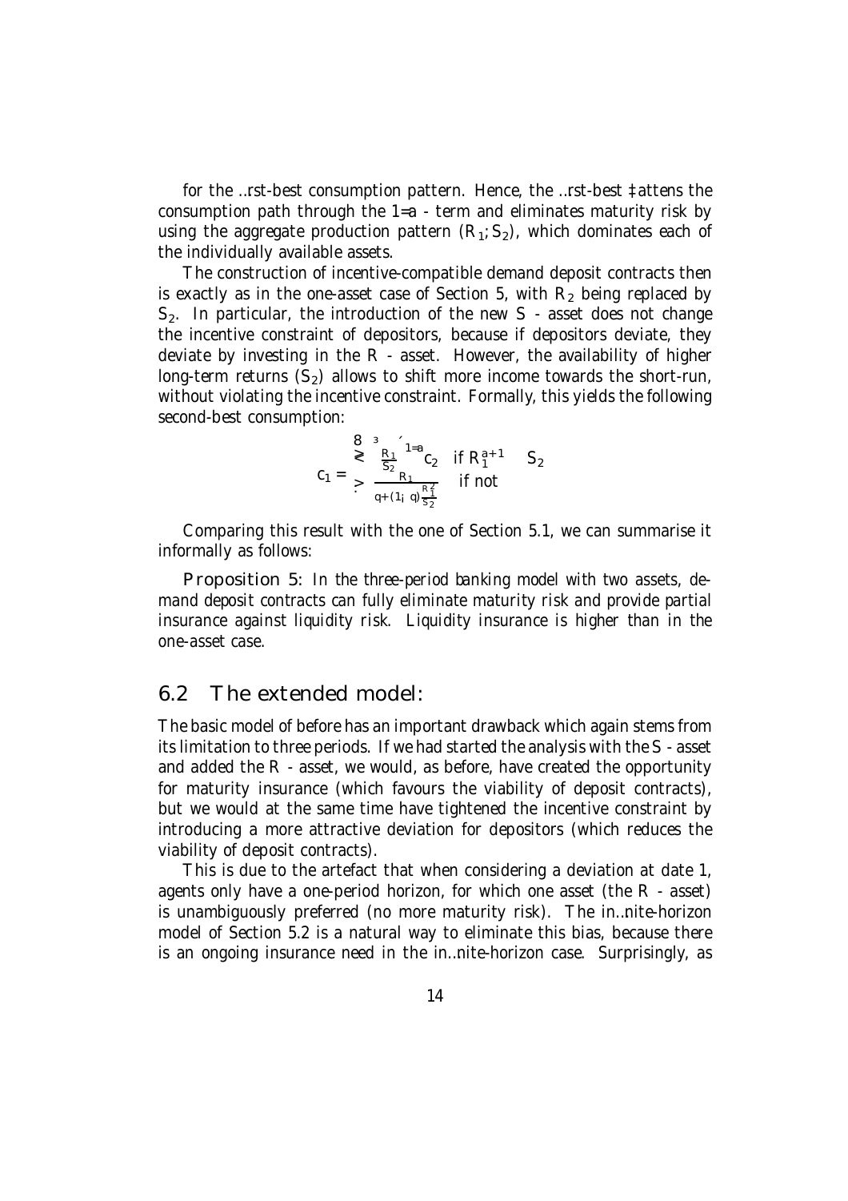for the first-best consumption pattern. Hence, the first-best flattens the consumption path through the $1/a$ - term and eliminates maturity risk by using the aggregate production pattern $(R_1; S_2)$, which dominates each of the individually available assets.

The construction of incentive-compatible demand deposit contracts then is exactly as in the one-asset case of Section 5, with $R_2$ being replaced by $S_2$. In particular, the introduction of the new $S$ - asset does not change the incentive constraint of depositors, because if depositors deviate, they deviate by investing in the $R$ - asset. However, the availability of higher long-term returns ($S_2$) allows to shift more income towards the short-run, without violating the incentive constraint. Formally, this yields the following second-best consumption:

$$c_1 = \begin{cases} \left(\frac{R_1}{S_2}\right)^{1/a} c_2 & \text{if } R_1^{a+1} \leq S_2 \\ \frac{R_1}{q+(1-q)\frac{R_1^2}{S_2}} & \text{if not} \end{cases}$$

Comparing this result with the one of Section 5.1, we can summarise it informally as follows:

**Proposition 5**: *In the three-period banking model with two assets, demand deposit contracts can fully eliminate maturity risk and provide partial insurance against liquidity risk. Liquidity insurance is higher than in the one-asset case.*

## 6.2 The extended model:

The basic model of before has an important drawback which again stems from its limitation to three periods. If we had started the analysis with the $S$ - asset and added the $R$ - asset, we would, as before, have created the opportunity for maturity insurance (which favours the viability of deposit contracts), but we would at the same time have tightened the incentive constraint by introducing a more attractive deviation for depositors (which reduces the viability of deposit contracts).

This is due to the artefact that when considering a deviation at date 1, agents only have a one-period horizon, for which one asset (the $R$ - asset) is unambiguously preferred (no more maturity risk). The infinite-horizon model of Section 5.2 is a natural way to eliminate this bias, because there is an ongoing insurance need in the infinite-horizon case. Surprisingly, as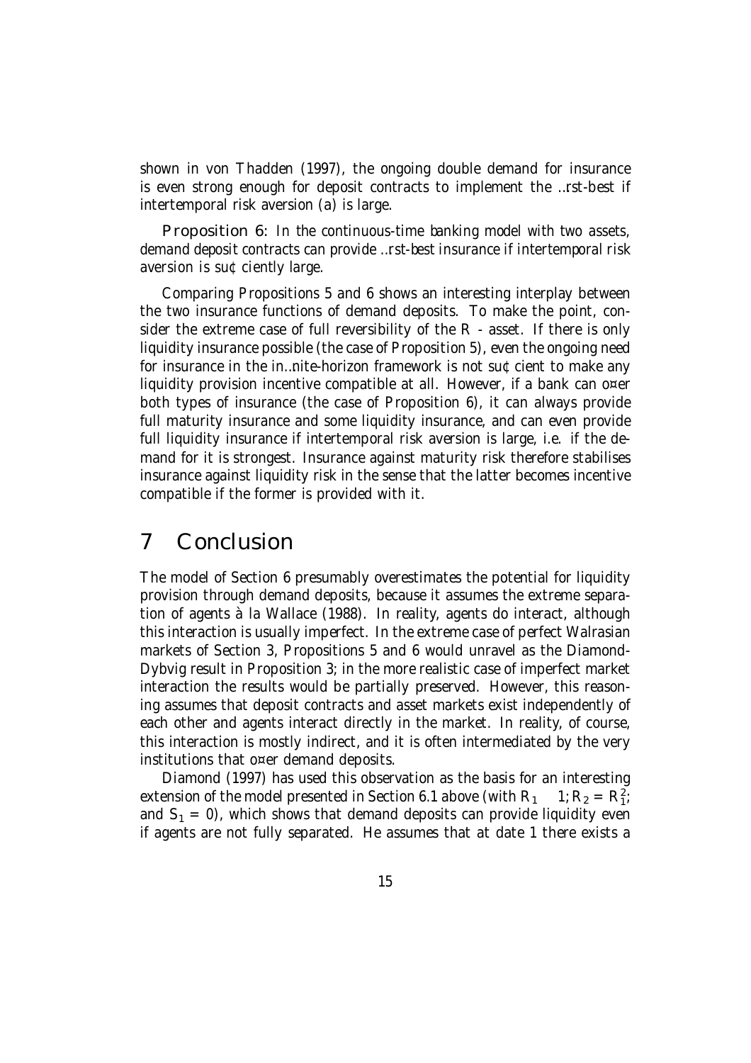shown in von Thadden (1997), the ongoing double demand for insurance is even strong enough for deposit contracts to implement the first-best if intertemporal risk aversion ($a$) is large.

**Proposition 6**: *In the continuous-time banking model with two assets, demand deposit contracts can provide first-best insurance if intertemporal risk aversion is sufficiently large.*

Comparing Propositions 5 and 6 shows an interesting interplay between the two insurance functions of demand deposits. To make the point, consider the extreme case of full reversibility of the $R$ - asset. If there is only liquidity insurance possible (the case of Proposition 5), even the ongoing need for insurance in the infinite-horizon framework is not sufficient to make any liquidity provision incentive compatible at all. However, if a bank can offer both types of insurance (the case of Proposition 6), it can always provide full maturity insurance and some liquidity insurance, and can even provide full liquidity insurance if intertemporal risk aversion is large, i.e. if the demand for it is strongest. Insurance against maturity risk therefore stabilises insurance against liquidity risk in the sense that the latter becomes incentive compatible if the former is provided with it.

# 7 Conclusion

The model of Section 6 presumably overestimates the potential for liquidity provision through demand deposits, because it assumes the extreme separation of agents à la Wallace (1988). In reality, agents do interact, although this interaction is usually imperfect. In the extreme case of perfect Walrasian markets of Section 3, Propositions 5 and 6 would unravel as the Diamond-Dybvig result in Proposition 3; in the more realistic case of imperfect market interaction the results would be partially preserved. However, this reasoning assumes that deposit contracts and asset markets exist independently of each other and agents interact directly in the market. In reality, of course, this interaction is mostly indirect, and it is often intermediated by the very institutions that offer demand deposits.

Diamond (1997) has used this observation as the basis for an interesting extension of the model presented in Section 6.1 above (with $R_1 \geq 1; R_2 = R_1^2$; and $S_1 = 0$), which shows that demand deposits can provide liquidity even if agents are not fully separated. He assumes that at date 1 there exists a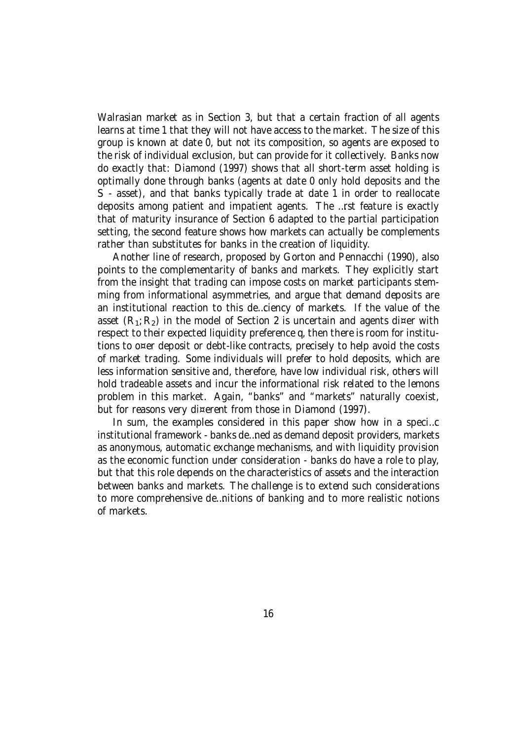Walrasian market as in Section 3, but that a certain fraction of all agents learns at time 1 that they will not have access to the market. The size of this group is known at date 0, but not its composition, so agents are exposed to the risk of individual exclusion, but can provide for it collectively. Banks now do exactly that: Diamond (1997) shows that all short-term asset holding is optimally done through banks (agents at date 0 only hold deposits and the S - asset), and that banks typically trade at date 1 in order to reallocate deposits among patient and impatient agents. The first feature is exactly that of maturity insurance of Section 6 adapted to the partial participation setting, the second feature shows how markets can actually be complements rather than substitutes for banks in the creation of liquidity.

Another line of research, proposed by Gorton and Pennacchi (1990), also points to the complementarity of banks and markets. They explicitly start from the insight that trading can impose costs on market participants stemming from informational asymmetries, and argue that demand deposits are an institutional reaction to this deficiency of markets. If the value of the asset $(R_1; R_2)$ in the model of Section 2 is uncertain and agents differ with respect to their expected liquidity preference $q$, then there is room for institutions to offer deposit or debt-like contracts, precisely to help avoid the costs of market trading. Some individuals will prefer to hold deposits, which are less information sensitive and, therefore, have low individual risk, others will hold tradeable assets and incur the informational risk related to the lemons problem in this market. Again, "banks" and "markets" naturally coexist, but for reasons very different from those in Diamond (1997).

In sum, the examples considered in this paper show how in a specific institutional framework - banks defined as demand deposit providers, markets as anonymous, automatic exchange mechanisms, and with liquidity provision as the economic function under consideration - banks do have a role to play, but that this role depends on the characteristics of assets and the interaction between banks and markets. The challenge is to extend such considerations to more comprehensive definitions of banking and to more realistic notions of markets.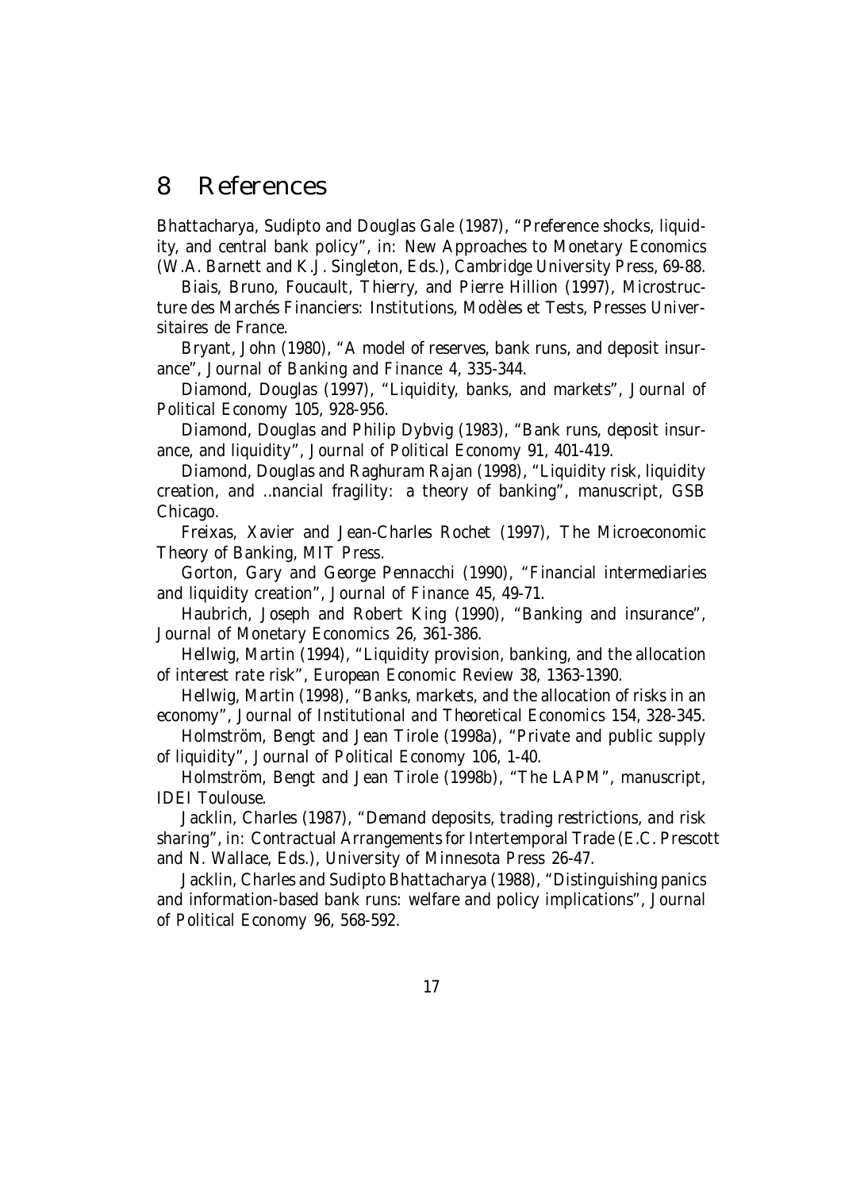# 8 References

Bhattacharya, Sudipto and Douglas Gale (1987), "Preference shocks, liquidity, and central bank policy", in: *New Approaches to Monetary Economics* (W.A. Barnett and K.J. Singleton, Eds.), Cambridge University Press, 69-88.

Biais, Bruno, Foucault, Thierry, and Pierre Hillion (1997), *Microstructure des Marchés Financiers: Institutions, Modèles et Tests*, Presses Universitaires de France.

Bryant, John (1980), "A model of reserves, bank runs, and deposit insurance", *Journal of Banking and Finance* 4, 335-344.

Diamond, Douglas (1997), "Liquidity, banks, and markets", *Journal of Political Economy* 105, 928-956.

Diamond, Douglas and Philip Dybvig (1983), "Bank runs, deposit insurance, and liquidity", *Journal of Political Economy* 91, 401-419.

Diamond, Douglas and Raghuram Rajan (1998), "Liquidity risk, liquidity creation, and …nancial fragility: a theory of banking", manuscript, GSB Chicago.

Freixas, Xavier and Jean-Charles Rochet (1997), *The Microeconomic Theory of Banking*, MIT Press.

Gorton, Gary and George Pennacchi (1990), "Financial intermediaries and liquidity creation", *Journal of Finance* 45, 49-71.

Haubrich, Joseph and Robert King (1990), "Banking and insurance", *Journal of Monetary Economics* 26, 361-386.

Hellwig, Martin (1994), "Liquidity provision, banking, and the allocation of interest rate risk", *European Economic Review* 38, 1363-1390.

Hellwig, Martin (1998), "Banks, markets, and the allocation of risks in an economy", *Journal of Institutional and Theoretical Economics* 154, 328-345.

Holmström, Bengt and Jean Tirole (1998a), "Private and public supply of liquidity", *Journal of Political Economy* 106, 1-40.

Holmström, Bengt and Jean Tirole (1998b), "The LAPM", manuscript, IDEI Toulouse.

Jacklin, Charles (1987), "Demand deposits, trading restrictions, and risk sharing", in: *Contractual Arrangements for Intertemporal Trade* (E.C. Prescott and N. Wallace, Eds.), University of Minnesota Press 26-47.

Jacklin, Charles and Sudipto Bhattacharya (1988), "Distinguishing panics and information-based bank runs: welfare and policy implications", *Journal of Political Economy* 96, 568-592.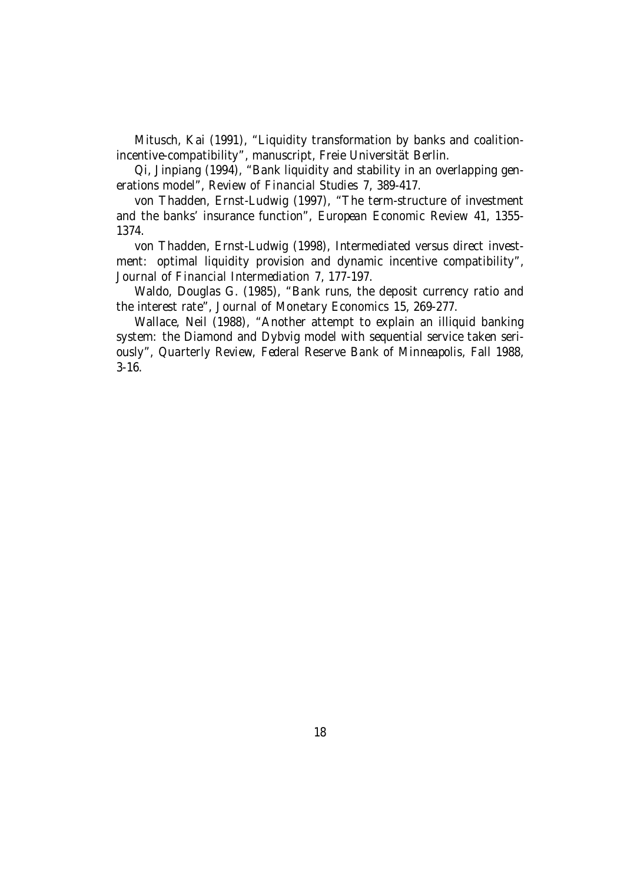Mitusch, Kai (1991), "Liquidity transformation by banks and coalition-incentive-compatibility", manuscript, Freie Universität Berlin.

Qi, Jinpiang (1994), "Bank liquidity and stability in an overlapping generations model", *Review of Financial Studies* 7, 389-417.

von Thadden, Ernst-Ludwig (1997), "The term-structure of investment and the banks' insurance function", *European Economic Review* 41, 1355-1374.

von Thadden, Ernst-Ludwig (1998), Intermediated versus direct investment: optimal liquidity provision and dynamic incentive compatibility", *Journal of Financial Intermediation* 7, 177-197.

Waldo, Douglas G. (1985), "Bank runs, the deposit currency ratio and the interest rate", *Journal of Monetary Economics* 15, 269-277.

Wallace, Neil (1988), "Another attempt to explain an illiquid banking system: the Diamond and Dybvig model with sequential service taken seriously", *Quarterly Review, Federal Reserve Bank of Minneapolis*, Fall 1988, 3-16.